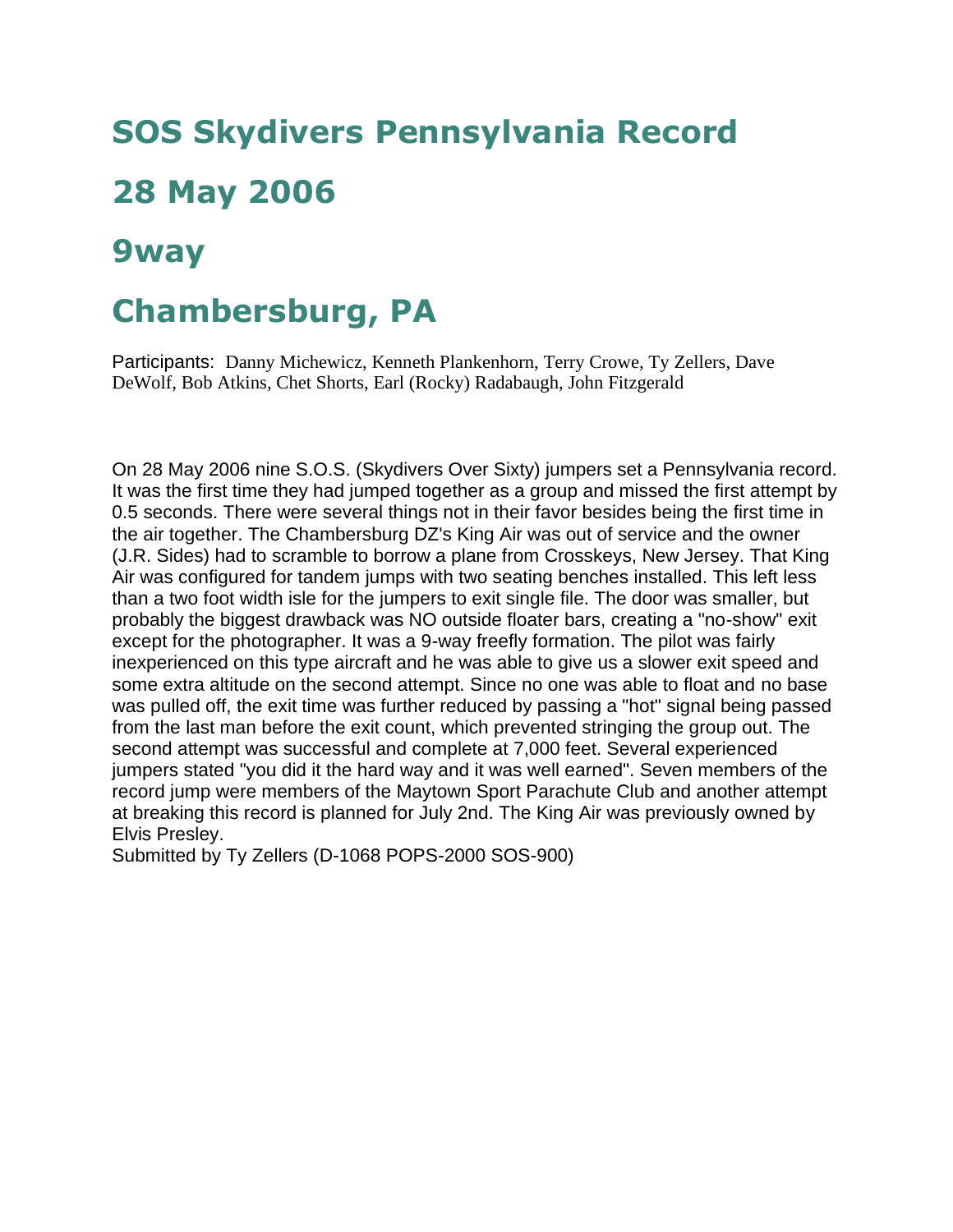# SOS Skydivers Pennsylvania Record

# 28 May 2006

# 9way

# Chambersburg, PA

Participants: Danny Michewicz, Kenneth Plankenhorn, Terry Crowe, Ty Zellers, Dave DeWolf, Bob Atkins, Chet Shorts, Earl (Rocky) Radabaugh, John Fitzgerald

On 28 May 2006 nine S.O.S. (Skydivers Over Sixty) jumpers set a Pennsylvania record. It was the first time they had jumped together as a group and missed the first attempt by 0.5 seconds. There were several things not in their favor besides being the first time in the air together. The Chambersburg DZ's King Air was out of service and the owner (J.R. Sides) had to scramble to borrow a plane from Crosskeys, New Jersey. That King Air was configured for tandem jumps with two seating benches installed. This left less than a two foot width isle for the jumpers to exit single file. The door was smaller, but probably the biggest drawback was NO outside floater bars, creating a "no-show" exit except for the photographer. It was a 9-way freefly formation. The pilot was fairly inexperienced on this type aircraft and he was able to give us a slower exit speed and some extra altitude on the second attempt. Since no one was able to float and no base was pulled off, the exit time was further reduced by passing a "hot" signal being passed from the last man before the exit count, which prevented stringing the group out. The second attempt was successful and complete at 7,000 feet. Several experienced jumpers stated "you did it the hard way and it was well earned". Seven members of the record jump were members of the Maytown Sport Parachute Club and another attempt at breaking this record is planned for July 2nd. The King Air was previously owned by Elvis Presley.

Submitted by Ty Zellers (D-1068 POPS-2000 SOS-900)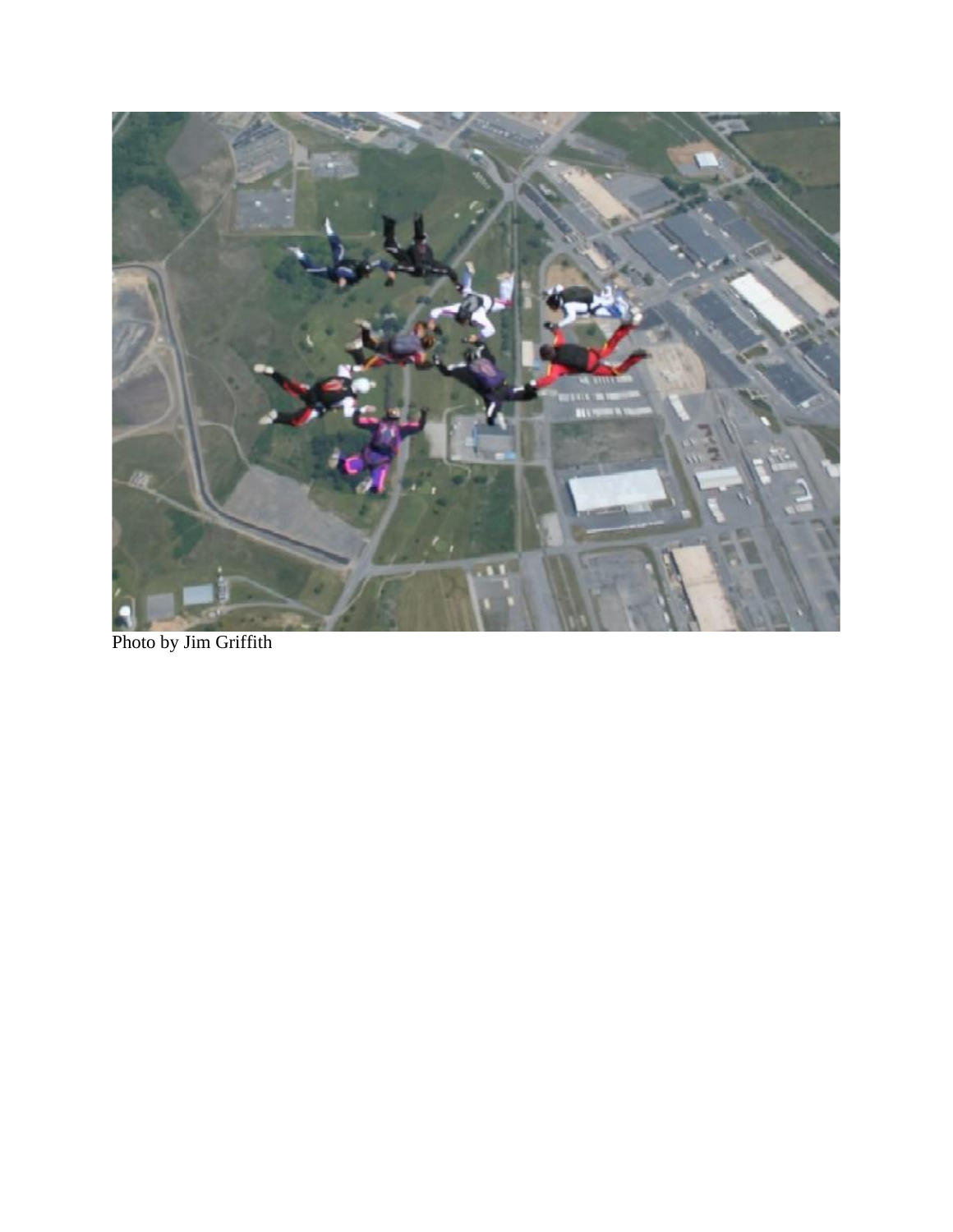Photo by Jim Griffith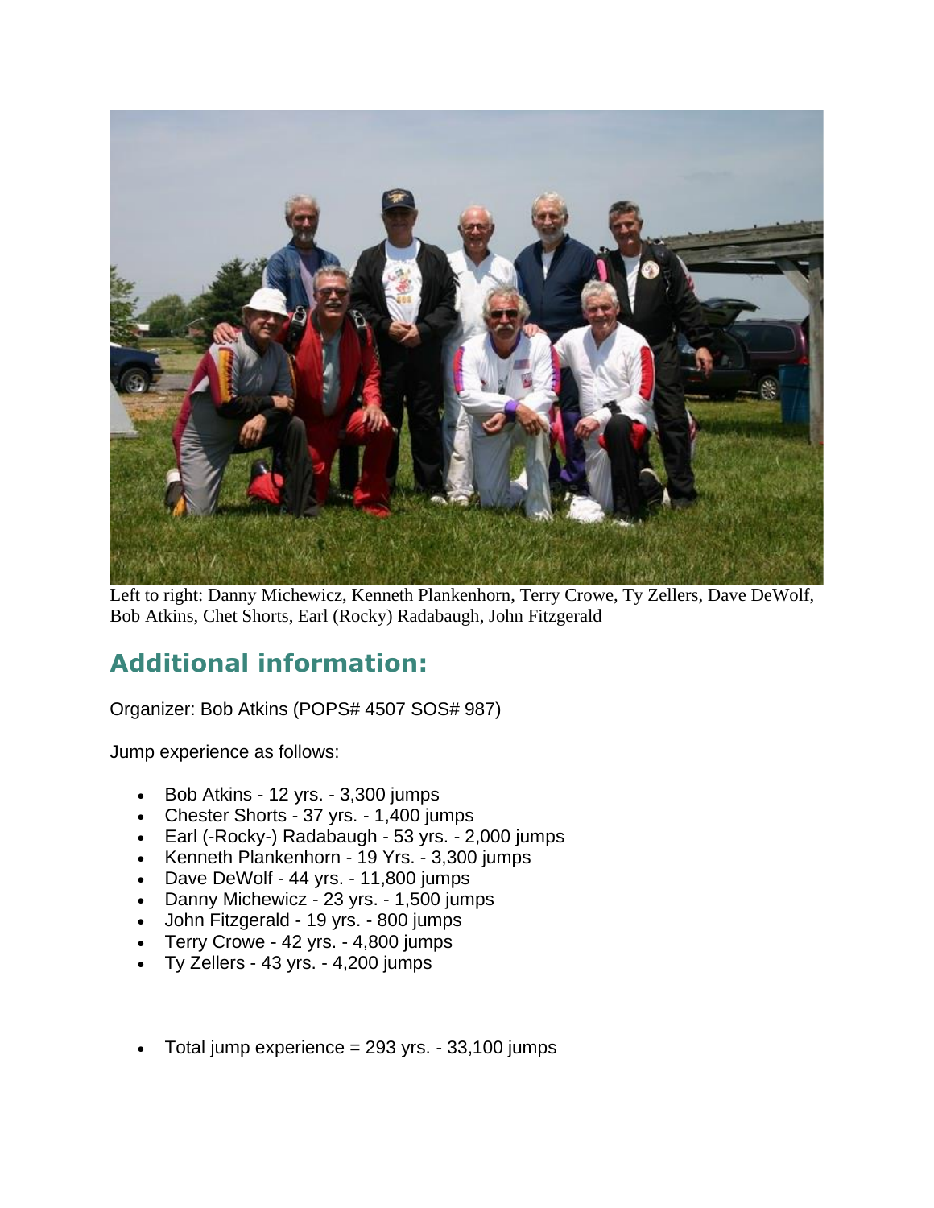Left to right: Danny Michewicz, Kenneth Plankenhorn, Terry Crowe, Ty Zellers, Dave DeWolf, Bob Atkins, Chet Shorts, Earl (Rocky) Radabaugh, John Fitzgerald

## Additional information:

Organizer: Bob Atkins (POPS# 4507 SOS# 987)

Jump experience as follows:

- Bob Atkins - 12 yrs. - 3,300 jumps
- Chester Shorts - 37 yrs. - 1,400 jumps
- Earl (-Rocky-) Radabaugh - 53 yrs. - 2,000 jumps
- Kenneth Plankenhorn - 19 Yrs. - 3,300 jumps
- Dave DeWolf - 44 yrs. - 11,800 jumps
- Danny Michewicz - 23 yrs. - 1,500 jumps
- John Fitzgerald - 19 yrs. - 800 jumps
- Terry Crowe - 42 yrs. - 4,800 jumps
- Ty Zellers - 43 yrs. - 4,200 jumps

- Total jump experience = 293 yrs. - 33,100 jumps